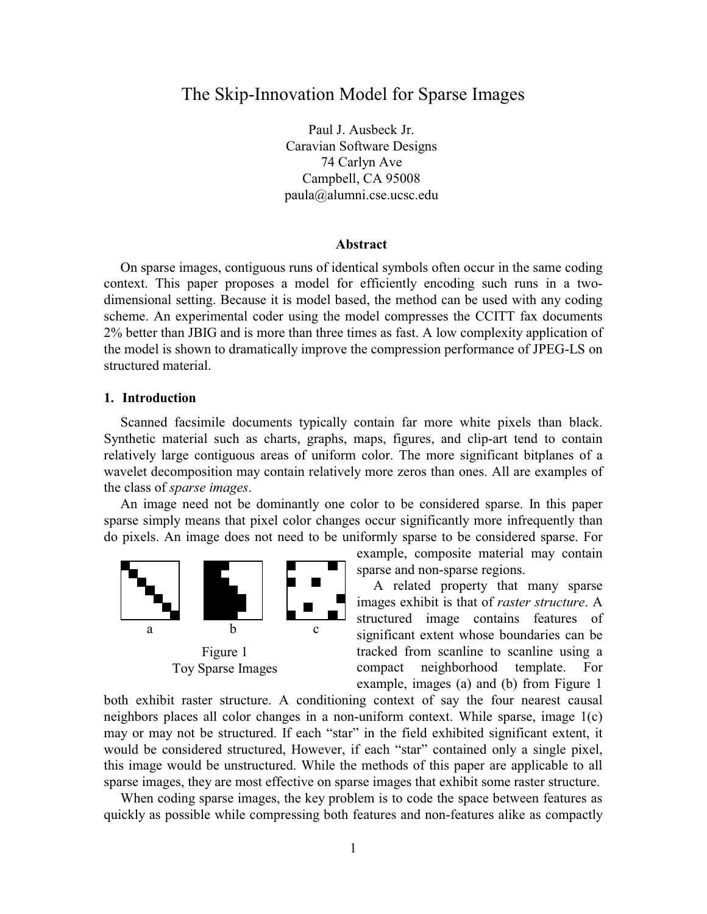# The Skip-Innovation Model for Sparse Images

Paul J. Ausbeck Jr.
Caravian Software Designs
74 Carlyn Ave
Campbell, CA 95008
paula@alumni.cse.ucsc.edu

### Abstract

On sparse images, contiguous runs of identical symbols often occur in the same coding context. This paper proposes a model for efficiently encoding such runs in a two-dimensional setting. Because it is model based, the method can be used with any coding scheme. An experimental coder using the model compresses the CCITT fax documents 2% better than JBIG and is more than three times as fast. A low complexity application of the model is shown to dramatically improve the compression performance of JPEG-LS on structured material.

## 1. Introduction

Scanned facsimile documents typically contain far more white pixels than black. Synthetic material such as charts, graphs, maps, figures, and clip-art tend to contain relatively large contiguous areas of uniform color. The more significant bitplanes of a wavelet decomposition may contain relatively more zeros than ones. All are examples of the class of *sparse images*.

An image need not be dominantly one color to be considered sparse. In this paper sparse simply means that pixel color changes occur significantly more infrequently than do pixels. An image does not need to be uniformly sparse to be considered sparse. For example, composite material may contain sparse and non-sparse regions.

a b c

Figure 1
Toy Sparse Images

A related property that many sparse images exhibit is that of *raster structure*. A structured image contains features of significant extent whose boundaries can be tracked from scanline to scanline using a compact neighborhood template. For example, images (a) and (b) from Figure 1 both exhibit raster structure. A conditioning context of say the four nearest causal neighbors places all color changes in a non-uniform context. While sparse, image 1(c) may or may not be structured. If each "star" in the field exhibited significant extent, it would be considered structured, However, if each "star" contained only a single pixel, this image would be unstructured. While the methods of this paper are applicable to all sparse images, they are most effective on sparse images that exhibit some raster structure.

When coding sparse images, the key problem is to code the space between features as quickly as possible while compressing both features and non-features alike as compactly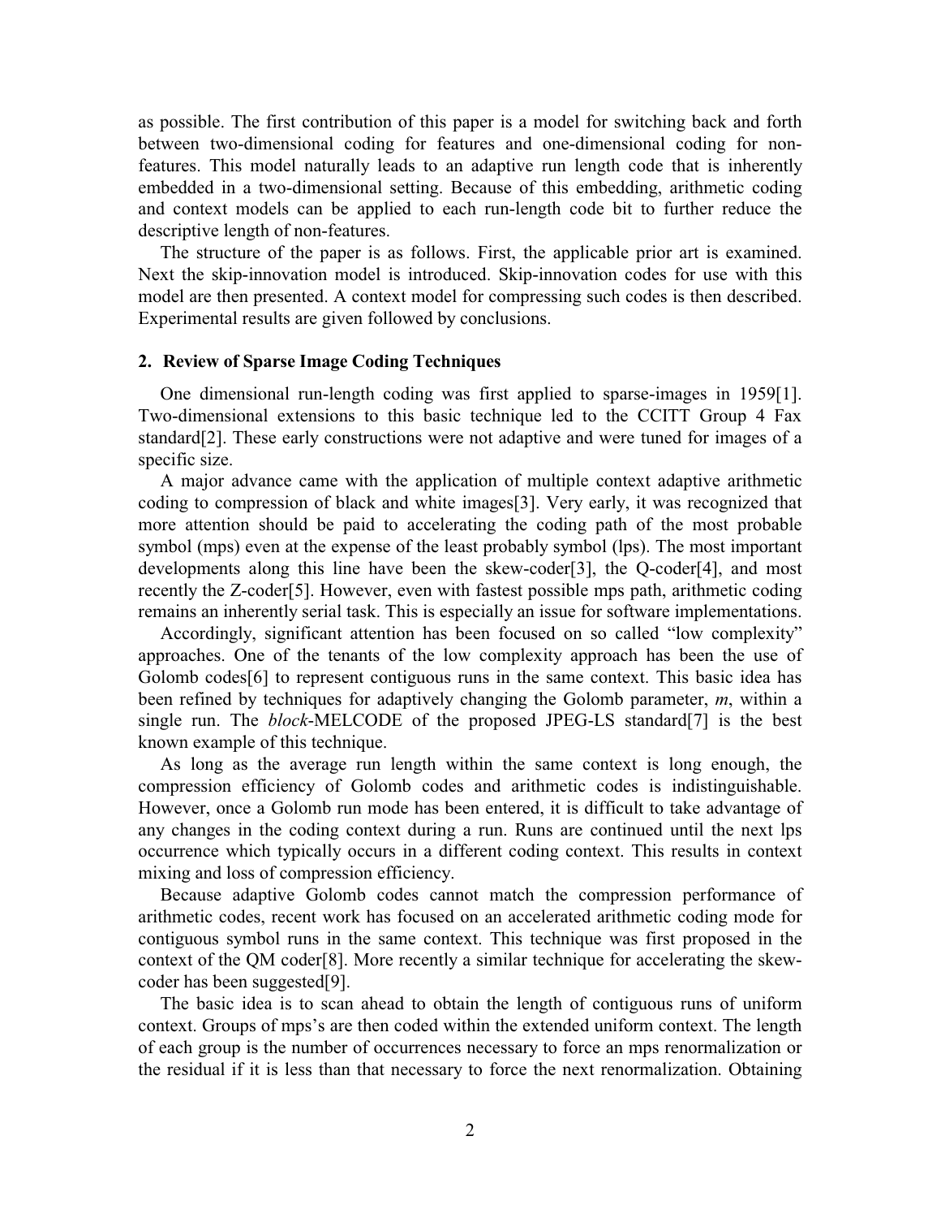as possible. The first contribution of this paper is a model for switching back and forth between two-dimensional coding for features and one-dimensional coding for non-features. This model naturally leads to an adaptive run length code that is inherently embedded in a two-dimensional setting. Because of this embedding, arithmetic coding and context models can be applied to each run-length code bit to further reduce the descriptive length of non-features.

The structure of the paper is as follows. First, the applicable prior art is examined. Next the skip-innovation model is introduced. Skip-innovation codes for use with this model are then presented. A context model for compressing such codes is then described. Experimental results are given followed by conclusions.

## 2. Review of Sparse Image Coding Techniques

One dimensional run-length coding was first applied to sparse-images in 1959[1]. Two-dimensional extensions to this basic technique led to the CCITT Group 4 Fax standard[2]. These early constructions were not adaptive and were tuned for images of a specific size.

A major advance came with the application of multiple context adaptive arithmetic coding to compression of black and white images[3]. Very early, it was recognized that more attention should be paid to accelerating the coding path of the most probable symbol (mps) even at the expense of the least probably symbol (lps). The most important developments along this line have been the skew-coder[3], the Q-coder[4], and most recently the Z-coder[5]. However, even with fastest possible mps path, arithmetic coding remains an inherently serial task. This is especially an issue for software implementations.

Accordingly, significant attention has been focused on so called "low complexity" approaches. One of the tenants of the low complexity approach has been the use of Golomb codes[6] to represent contiguous runs in the same context. This basic idea has been refined by techniques for adaptively changing the Golomb parameter, *m*, within a single run. The *block*-MELCODE of the proposed JPEG-LS standard[7] is the best known example of this technique.

As long as the average run length within the same context is long enough, the compression efficiency of Golomb codes and arithmetic codes is indistinguishable. However, once a Golomb run mode has been entered, it is difficult to take advantage of any changes in the coding context during a run. Runs are continued until the next lps occurrence which typically occurs in a different coding context. This results in context mixing and loss of compression efficiency.

Because adaptive Golomb codes cannot match the compression performance of arithmetic codes, recent work has focused on an accelerated arithmetic coding mode for contiguous symbol runs in the same context. This technique was first proposed in the context of the QM coder[8]. More recently a similar technique for accelerating the skew-coder has been suggested[9].

The basic idea is to scan ahead to obtain the length of contiguous runs of uniform context. Groups of mps's are then coded within the extended uniform context. The length of each group is the number of occurrences necessary to force an mps renormalization or the residual if it is less than that necessary to force the next renormalization. Obtaining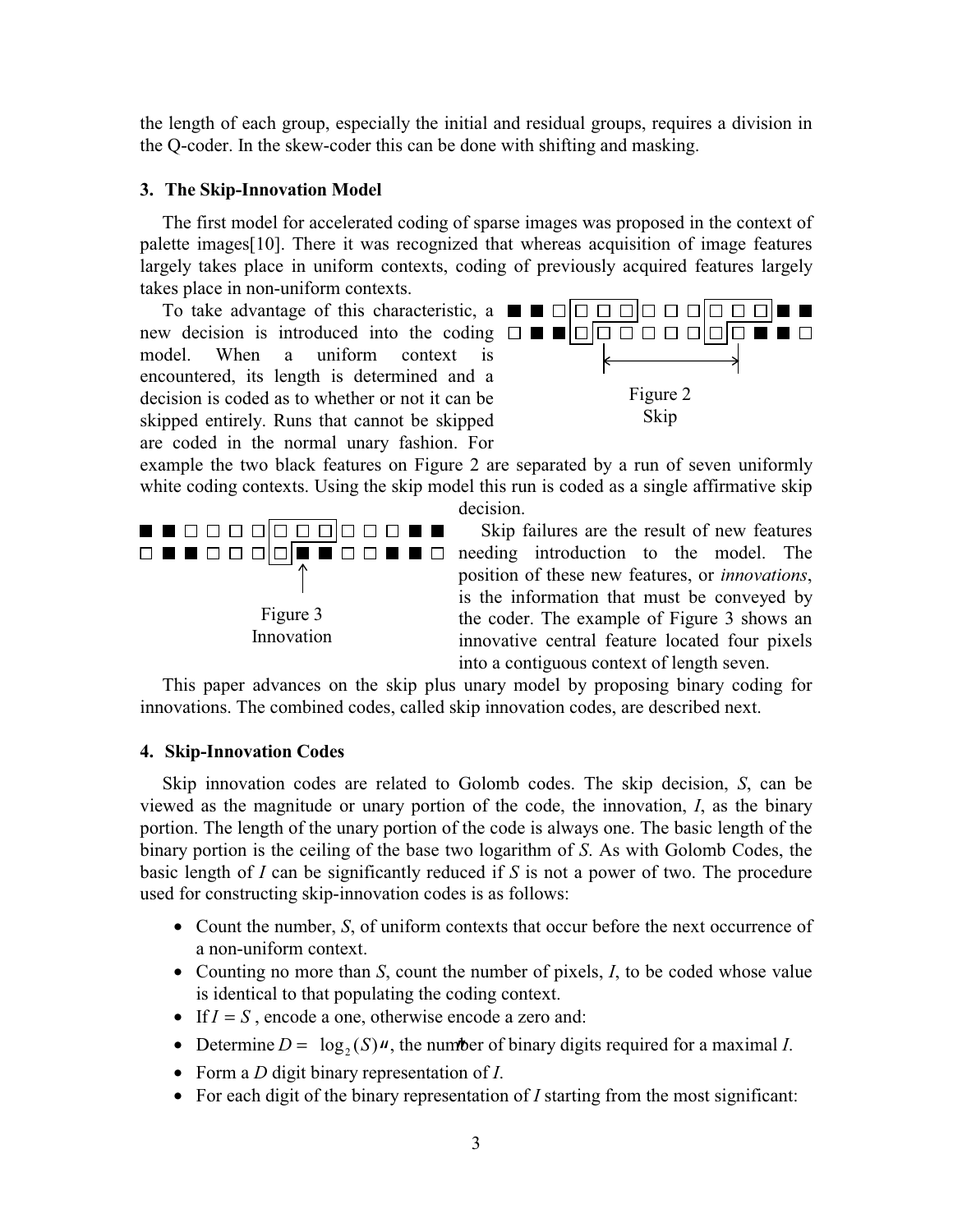the length of each group, especially the initial and residual groups, requires a division in the Q-coder. In the skew-coder this can be done with shifting and masking.

### 3. The Skip-Innovation Model

The first model for accelerated coding of sparse images was proposed in the context of palette images[10]. There it was recognized that whereas acquisition of image features largely takes place in uniform contexts, coding of previously acquired features largely takes place in non-uniform contexts.

To take advantage of this characteristic, a new decision is introduced into the coding model. When a uniform context is encountered, its length is determined and a decision is coded as to whether or not it can be skipped entirely. Runs that cannot be skipped are coded in the normal unary fashion. For example the two black features on Figure 2 are separated by a run of seven uniformly white coding contexts. Using the skip model this run is coded as a single affirmative skip decision.

Figure 2
Skip

Skip failures are the result of new features needing introduction to the model. The position of these new features, or *innovations*, is the information that must be conveyed by the coder. The example of Figure 3 shows an innovative central feature located four pixels into a contiguous context of length seven.

Figure 3
Innovation

This paper advances on the skip plus unary model by proposing binary coding for innovations. The combined codes, called skip innovation codes, are described next.

### 4. Skip-Innovation Codes

Skip innovation codes are related to Golomb codes. The skip decision, *S*, can be viewed as the magnitude or unary portion of the code, the innovation, *I*, as the binary portion. The length of the unary portion of the code is always one. The basic length of the binary portion is the ceiling of the base two logarithm of *S*. As with Golomb Codes, the basic length of *I* can be significantly reduced if *S* is not a power of two. The procedure used for constructing skip-innovation codes is as follows:

- Count the number, *S*, of uniform contexts that occur before the next occurrence of a non-uniform context.
- Counting no more than *S*, count the number of pixels, *I*, to be coded whose value is identical to that populating the coding context.
- If $I = S$, encode a one, otherwise encode a zero and:
- Determine $D = \lceil \log_2(S) \rceil$, the number of binary digits required for a maximal *I*.
- Form a *D* digit binary representation of *I*.
- For each digit of the binary representation of *I* starting from the most significant: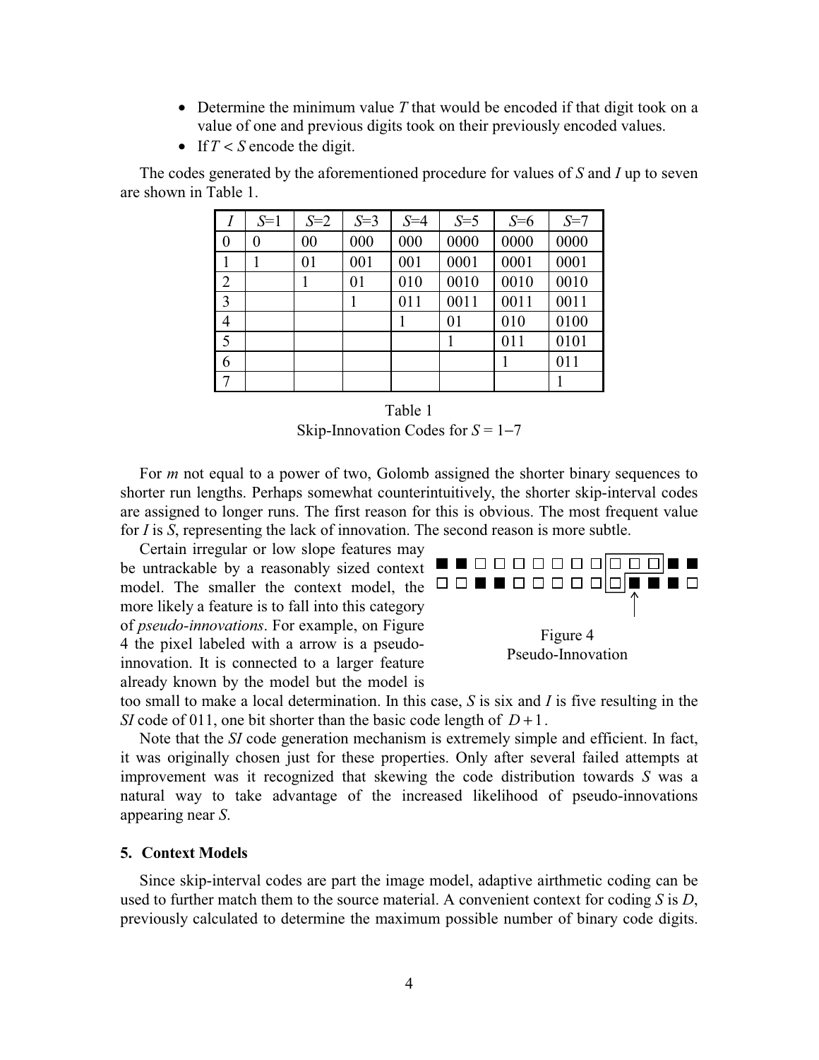- Determine the minimum value $T$ that would be encoded if that digit took on a value of one and previous digits took on their previously encoded values.
- If $T < S$ encode the digit.

The codes generated by the aforementioned procedure for values of $S$ and $I$ up to seven are shown in Table 1.

| $I$ | $S$=1 | $S$=2 | $S$=3 | $S$=4 | $S$=5 | $S$=6 | $S$=7 |
|---|---|---|---|---|---|---|---|
| 0 | 0 | 00 | 000 | 000 | 0000 | 0000 | 0000 |
| 1 | 1 | 01 | 001 | 001 | 0001 | 0001 | 0001 |
| 2 | | 1 | 01 | 010 | 0010 | 0010 | 0010 |
| 3 | | | 1 | 011 | 0011 | 0011 | 0011 |
| 4 | | | | 1 | 01 | 010 | 0100 |
| 5 | | | | | 1 | 011 | 0101 |
| 6 | | | | | | 1 | 011 |
| 7 | | | | | | | 1 |

Table 1
Skip-Innovation Codes for $S$ = 1−7

For $m$ not equal to a power of two, Golomb assigned the shorter binary sequences to shorter run lengths. Perhaps somewhat counterintuitively, the shorter skip-interval codes are assigned to longer runs. The first reason for this is obvious. The most frequent value for $I$ is $S$, representing the lack of innovation. The second reason is more subtle.

Certain irregular or low slope features may be untrackable by a reasonably sized context model. The smaller the context model, the more likely a feature is to fall into this category of *pseudo-innovations*. For example, on Figure 4 the pixel labeled with a arrow is a pseudo-innovation. It is connected to a larger feature already known by the model but the model is too small to make a local determination. In this case, $S$ is six and $I$ is five resulting in the *SI* code of 011, one bit shorter than the basic code length of $D+1$.

Figure 4
Pseudo-Innovation

Note that the *SI* code generation mechanism is extremely simple and efficient. In fact, it was originally chosen just for these properties. Only after several failed attempts at improvement was it recognized that skewing the code distribution towards $S$ was a natural way to take advantage of the increased likelihood of pseudo-innovations appearing near $S$.

## 5. Context Models

Since skip-interval codes are part the image model, adaptive airthmetic coding can be used to further match them to the source material. A convenient context for coding $S$ is $D$, previously calculated to determine the maximum possible number of binary code digits.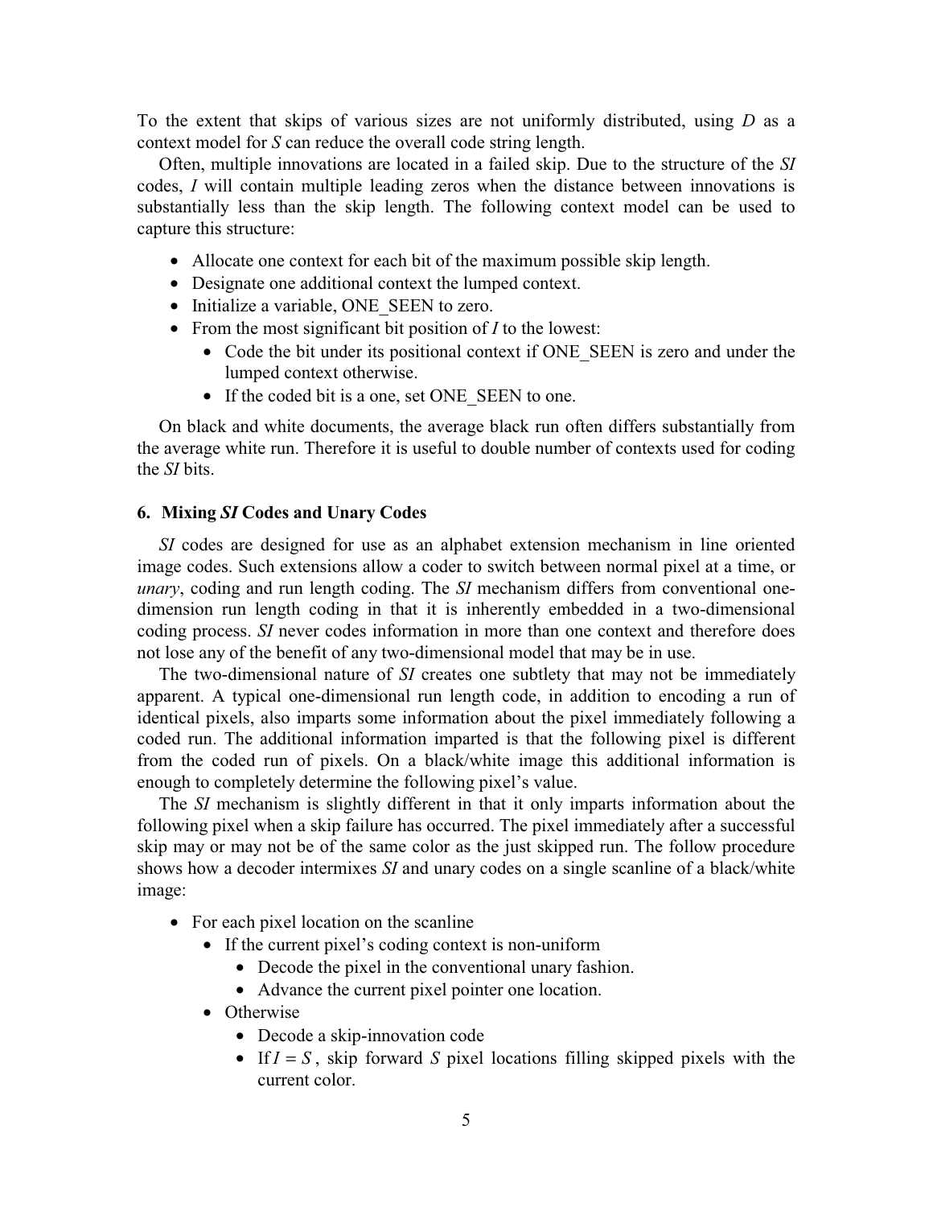To the extent that skips of various sizes are not uniformly distributed, using $D$ as a context model for $S$ can reduce the overall code string length.

Often, multiple innovations are located in a failed skip. Due to the structure of the *SI* codes, $I$ will contain multiple leading zeros when the distance between innovations is substantially less than the skip length. The following context model can be used to capture this structure:

- Allocate one context for each bit of the maximum possible skip length.
- Designate one additional context the lumped context.
- Initialize a variable, ONE_SEEN to zero.
- From the most significant bit position of $I$ to the lowest:
  - Code the bit under its positional context if ONE_SEEN is zero and under the lumped context otherwise.
  - If the coded bit is a one, set ONE_SEEN to one.

On black and white documents, the average black run often differs substantially from the average white run. Therefore it is useful to double number of contexts used for coding the *SI* bits.

## 6. Mixing *SI* Codes and Unary Codes

*SI* codes are designed for use as an alphabet extension mechanism in line oriented image codes. Such extensions allow a coder to switch between normal pixel at a time, or *unary*, coding and run length coding. The *SI* mechanism differs from conventional one-dimension run length coding in that it is inherently embedded in a two-dimensional coding process. *SI* never codes information in more than one context and therefore does not lose any of the benefit of any two-dimensional model that may be in use.

The two-dimensional nature of *SI* creates one subtlety that may not be immediately apparent. A typical one-dimensional run length code, in addition to encoding a run of identical pixels, also imparts some information about the pixel immediately following a coded run. The additional information imparted is that the following pixel is different from the coded run of pixels. On a black/white image this additional information is enough to completely determine the following pixel's value.

The *SI* mechanism is slightly different in that it only imparts information about the following pixel when a skip failure has occurred. The pixel immediately after a successful skip may or may not be of the same color as the just skipped run. The follow procedure shows how a decoder intermixes *SI* and unary codes on a single scanline of a black/white image:

- For each pixel location on the scanline
  - If the current pixel's coding context is non-uniform
    - Decode the pixel in the conventional unary fashion.
    - Advance the current pixel pointer one location.
  - Otherwise
    - Decode a skip-innovation code
    - If $I = S$, skip forward $S$ pixel locations filling skipped pixels with the current color.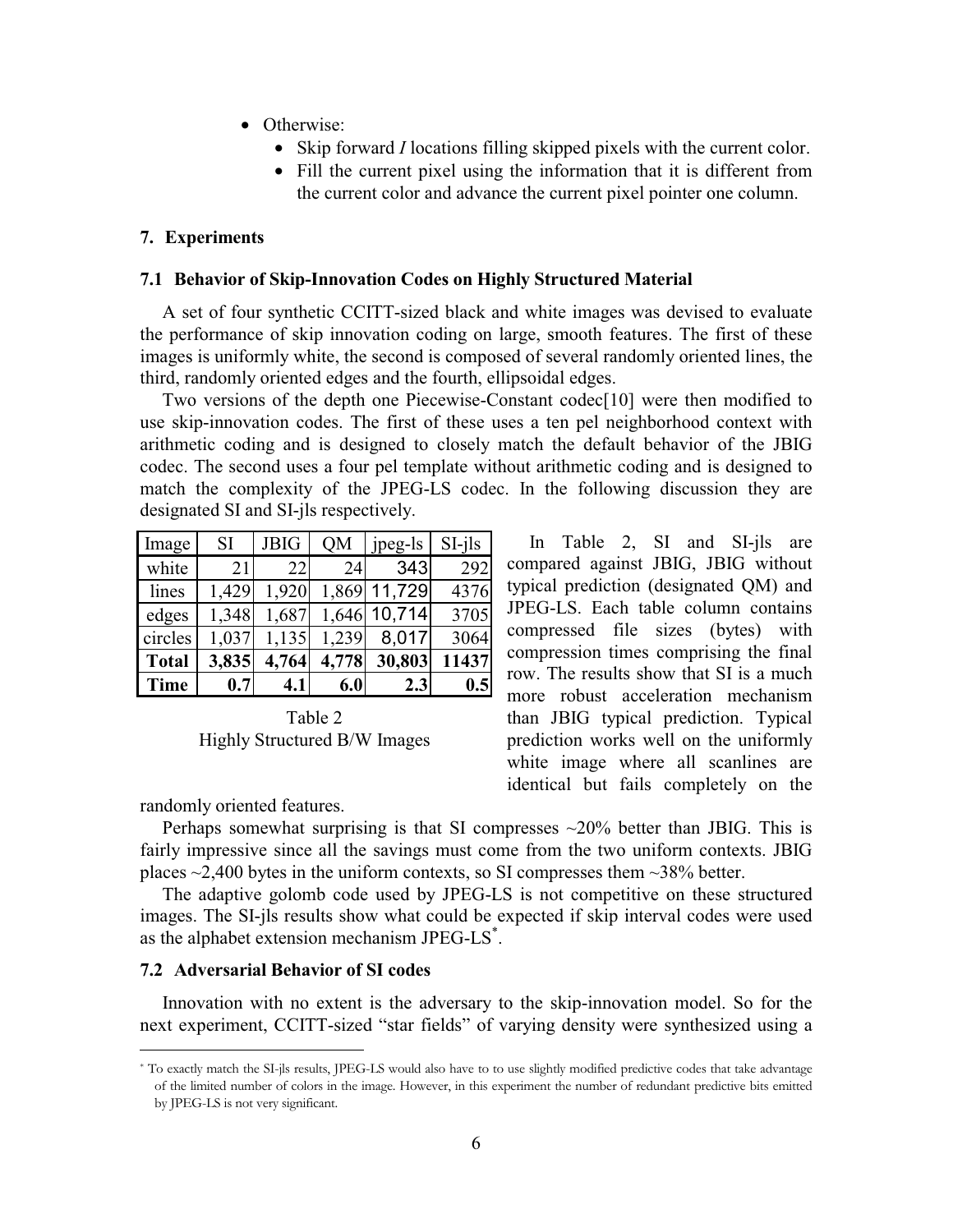- Otherwise:
  - Skip forward *I* locations filling skipped pixels with the current color.
  - Fill the current pixel using the information that it is different from the current color and advance the current pixel pointer one column.

## 7. Experiments

### 7.1 Behavior of Skip-Innovation Codes on Highly Structured Material

A set of four synthetic CCITT-sized black and white images was devised to evaluate the performance of skip innovation coding on large, smooth features. The first of these images is uniformly white, the second is composed of several randomly oriented lines, the third, randomly oriented edges and the fourth, ellipsoidal edges.

Two versions of the depth one Piecewise-Constant codec[10] were then modified to use skip-innovation codes. The first of these uses a ten pel neighborhood context with arithmetic coding and is designed to closely match the default behavior of the JBIG codec. The second uses a four pel template without arithmetic coding and is designed to match the complexity of the JPEG-LS codec. In the following discussion they are designated SI and SI-jls respectively.

| Image | SI | JBIG | QM | jpeg-ls | SI-jls |
|---|---|---|---|---|---|
| white | 21 | 22 | 24 | 343 | 292 |
| lines | 1,429 | 1,920 | 1,869 | 11,729 | 4376 |
| edges | 1,348 | 1,687 | 1,646 | 10,714 | 3705 |
| circles | 1,037 | 1,135 | 1,239 | 8,017 | 3064 |
| **Total** | **3,835** | **4,764** | **4,778** | **30,803** | **11437** |
| **Time** | **0.7** | **4.1** | **6.0** | **2.3** | **0.5** |

Table 2
Highly Structured B/W Images

In Table 2, SI and SI-jls are compared against JBIG, JBIG without typical prediction (designated QM) and JPEG-LS. Each table column contains compressed file sizes (bytes) with compression times comprising the final row. The results show that SI is a much more robust acceleration mechanism than JBIG typical prediction. Typical prediction works well on the uniformly white image where all scanlines are identical but fails completely on the randomly oriented features.

Perhaps somewhat surprising is that SI compresses ~20% better than JBIG. This is fairly impressive since all the savings must come from the two uniform contexts. JBIG places ~2,400 bytes in the uniform contexts, so SI compresses them ~38% better.

The adaptive golomb code used by JPEG-LS is not competitive on these structured images. The SI-jls results show what could be expected if skip interval codes were used as the alphabet extension mechanism JPEG-LS*.

### 7.2 Adversarial Behavior of SI codes

Innovation with no extent is the adversary to the skip-innovation model. So for the next experiment, CCITT-sized "star fields" of varying density were synthesized using a

---

* To exactly match the SI-jls results, JPEG-LS would also have to to use slightly modified predictive codes that take advantage of the limited number of colors in the image. However, in this experiment the number of redundant predictive bits emitted by JPEG-LS is not very significant.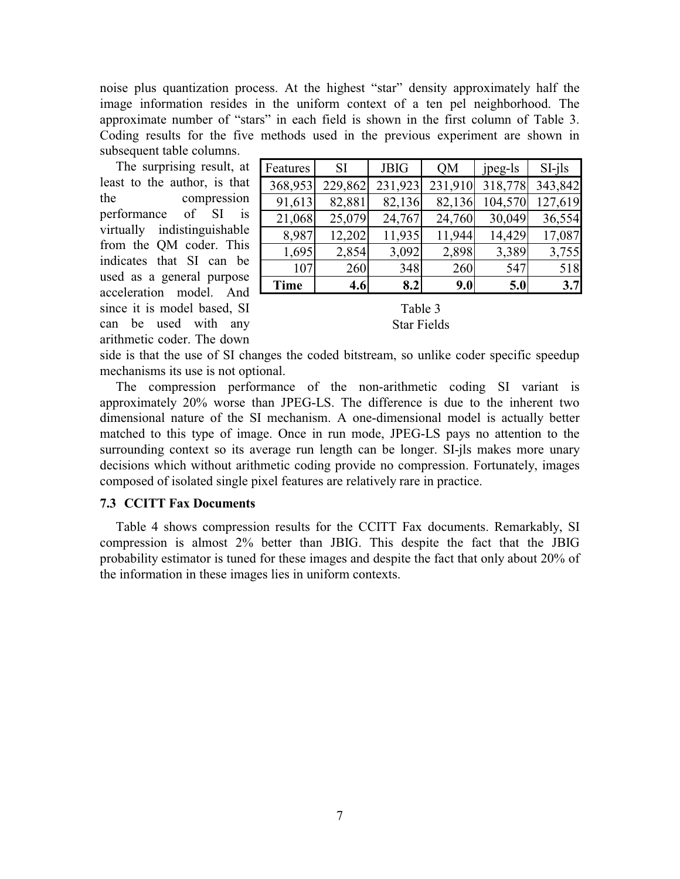noise plus quantization process. At the highest "star" density approximately half the image information resides in the uniform context of a ten pel neighborhood. The approximate number of "stars" in each field is shown in the first column of Table 3. Coding results for the five methods used in the previous experiment are shown in subsequent table columns.

The surprising result, at least to the author, is that the compression performance of SI is virtually indistinguishable from the QM coder. This indicates that SI can be used as a general purpose acceleration model. And since it is model based, SI can be used with any arithmetic coder. The down side is that the use of SI changes the coded bitstream, so unlike coder specific speedup mechanisms its use is not optional.

| Features | SI | JBIG | QM | jpeg-ls | SI-jls |
|---|---|---|---|---|---|
| 368,953 | 229,862 | 231,923 | 231,910 | 318,778 | 343,842 |
| 91,613 | 82,881 | 82,136 | 82,136 | 104,570 | 127,619 |
| 21,068 | 25,079 | 24,767 | 24,760 | 30,049 | 36,554 |
| 8,987 | 12,202 | 11,935 | 11,944 | 14,429 | 17,087 |
| 1,695 | 2,854 | 3,092 | 2,898 | 3,389 | 3,755 |
| 107 | 260 | 348 | 260 | 547 | 518 |
| **Time** | **4.6** | **8.2** | **9.0** | **5.0** | **3.7** |

Table 3
Star Fields

The compression performance of the non-arithmetic coding SI variant is approximately 20% worse than JPEG-LS. The difference is due to the inherent two dimensional nature of the SI mechanism. A one-dimensional model is actually better matched to this type of image. Once in run mode, JPEG-LS pays no attention to the surrounding context so its average run length can be longer. SI-jls makes more unary decisions which without arithmetic coding provide no compression. Fortunately, images composed of isolated single pixel features are relatively rare in practice.

### 7.3 CCITT Fax Documents

Table 4 shows compression results for the CCITT Fax documents. Remarkably, SI compression is almost 2% better than JBIG. This despite the fact that the JBIG probability estimator is tuned for these images and despite the fact that only about 20% of the information in these images lies in uniform contexts.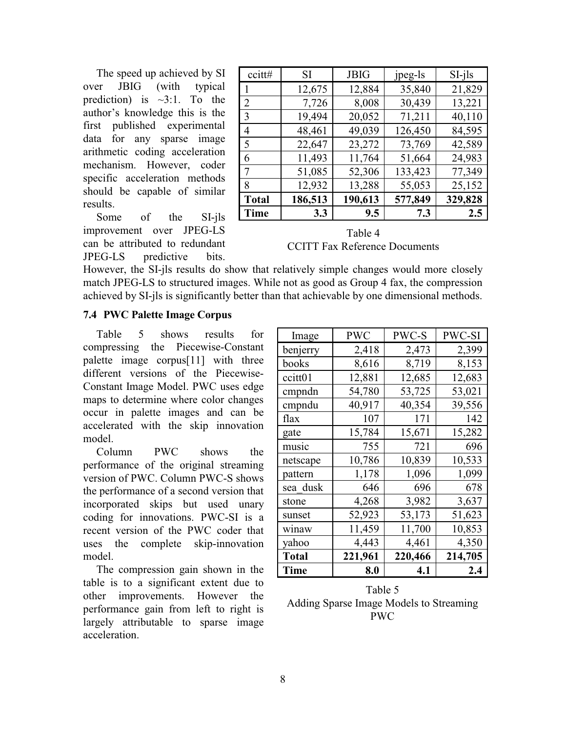The speed up achieved by SI over JBIG (with typical prediction) is ~3:1. To the author's knowledge this is the first published experimental data for any sparse image arithmetic coding acceleration mechanism. However, coder specific acceleration methods should be capable of similar results.

| ccitt# | SI | JBIG | jpeg-ls | SI-jls |
|---|---|---|---|---|
| 1 | 12,675 | 12,884 | 35,840 | 21,829 |
| 2 | 7,726 | 8,008 | 30,439 | 13,221 |
| 3 | 19,494 | 20,052 | 71,211 | 40,110 |
| 4 | 48,461 | 49,039 | 126,450 | 84,595 |
| 5 | 22,647 | 23,272 | 73,769 | 42,589 |
| 6 | 11,493 | 11,764 | 51,664 | 24,983 |
| 7 | 51,085 | 52,306 | 133,423 | 77,349 |
| 8 | 12,932 | 13,288 | 55,053 | 25,152 |
| **Total** | **186,513** | **190,613** | **577,849** | **329,828** |
| **Time** | **3.3** | **9.5** | **7.3** | **2.5** |

Table 4
CCITT Fax Reference Documents

Some of the SI-jls improvement over JPEG-LS can be attributed to redundant JPEG-LS predictive bits. However, the SI-jls results do show that relatively simple changes would more closely match JPEG-LS to structured images. While not as good as Group 4 fax, the compression achieved by SI-jls is significantly better than that achievable by one dimensional methods.

### 7.4 PWC Palette Image Corpus

Table 5 shows results for compressing the Piecewise-Constant palette image corpus[11] with three different versions of the Piecewise-Constant Image Model. PWC uses edge maps to determine where color changes occur in palette images and can be accelerated with the skip innovation model.

Column PWC shows the performance of the original streaming version of PWC. Column PWC-S shows the performance of a second version that incorporated skips but used unary coding for innovations. PWC-SI is a recent version of the PWC coder that uses the complete skip-innovation model.

The compression gain shown in the table is to a significant extent due to other improvements. However the performance gain from left to right is largely attributable to sparse image acceleration.

| Image | PWC | PWC-S | PWC-SI |
|---|---|---|---|
| benjerry | 2,418 | 2,473 | 2,399 |
| books | 8,616 | 8,719 | 8,153 |
| ccitt01 | 12,881 | 12,685 | 12,683 |
| cmpndn | 54,780 | 53,725 | 53,021 |
| cmpndu | 40,917 | 40,354 | 39,556 |
| flax | 107 | 171 | 142 |
| gate | 15,784 | 15,671 | 15,282 |
| music | 755 | 721 | 696 |
| netscape | 10,786 | 10,839 | 10,533 |
| pattern | 1,178 | 1,096 | 1,099 |
| sea_dusk | 646 | 696 | 678 |
| stone | 4,268 | 3,982 | 3,637 |
| sunset | 52,923 | 53,173 | 51,623 |
| winaw | 11,459 | 11,700 | 10,853 |
| yahoo | 4,443 | 4,461 | 4,350 |
| **Total** | **221,961** | **220,466** | **214,705** |
| **Time** | **8.0** | **4.1** | **2.4** |

Table 5
Adding Sparse Image Models to Streaming PWC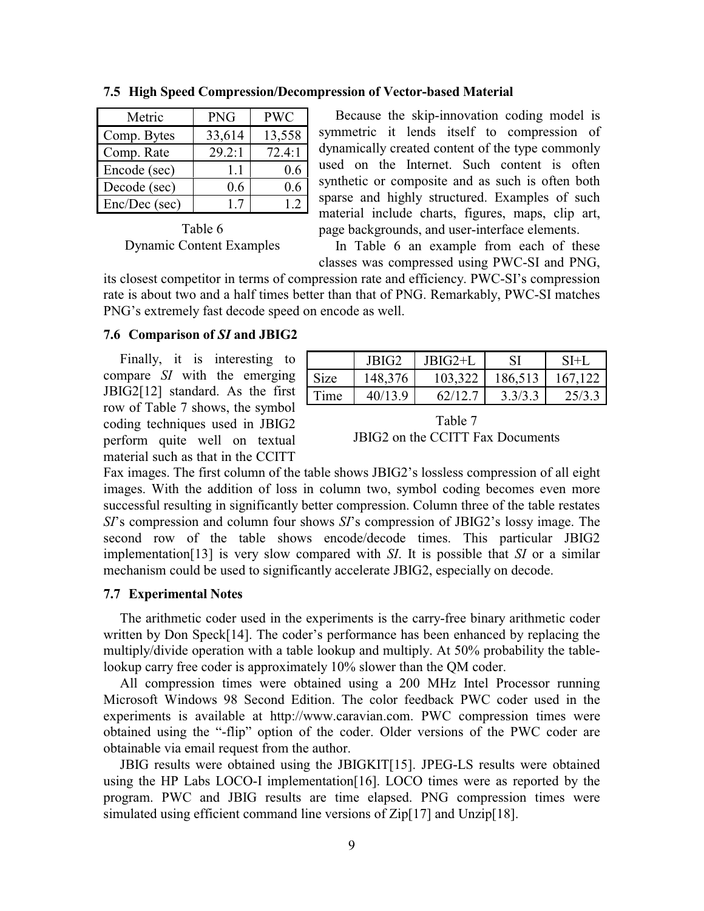### 7.5 High Speed Compression/Decompression of Vector-based Material

| Metric | PNG | PWC |
|---|---|---|
| Comp. Bytes | 33,614 | 13,558 |
| Comp. Rate | 29.2:1 | 72.4:1 |
| Encode (sec) | 1.1 | 0.6 |
| Decode (sec) | 0.6 | 0.6 |
| Enc/Dec (sec) | 1.7 | 1.2 |

Table 6
Dynamic Content Examples

Because the skip-innovation coding model is symmetric it lends itself to compression of dynamically created content of the type commonly used on the Internet. Such content is often synthetic or composite and as such is often both sparse and highly structured. Examples of such material include charts, figures, maps, clip art, page backgrounds, and user-interface elements.

In Table 6 an example from each of these classes was compressed using PWC-SI and PNG, its closest competitor in terms of compression rate and efficiency. PWC-SI's compression rate is about two and a half times better than that of PNG. Remarkably, PWC-SI matches PNG's extremely fast decode speed on encode as well.

### 7.6 Comparison of *SI* and JBIG2

|  | JBIG2 | JBIG2+L | SI | SI+L |
|---|---|---|---|---|
| Size | 148,376 | 103,322 | 186,513 | 167,122 |
| Time | 40/13.9 | 62/12.7 | 3.3/3.3 | 25/3.3 |

Table 7
JBIG2 on the CCITT Fax Documents

Finally, it is interesting to compare *SI* with the emerging JBIG2[12] standard. As the first row of Table 7 shows, the symbol coding techniques used in JBIG2 perform quite well on textual material such as that in the CCITT Fax images. The first column of the table shows JBIG2's lossless compression of all eight images. With the addition of loss in column two, symbol coding becomes even more successful resulting in significantly better compression. Column three of the table restates *SI*'s compression and column four shows *SI*'s compression of JBIG2's lossy image. The second row of the table shows encode/decode times. This particular JBIG2 implementation[13] is very slow compared with *SI*. It is possible that *SI* or a similar mechanism could be used to significantly accelerate JBIG2, especially on decode.

### 7.7 Experimental Notes

The arithmetic coder used in the experiments is the carry-free binary arithmetic coder written by Don Speck[14]. The coder's performance has been enhanced by replacing the multiply/divide operation with a table lookup and multiply. At 50% probability the table-lookup carry free coder is approximately 10% slower than the QM coder.

All compression times were obtained using a 200 MHz Intel Processor running Microsoft Windows 98 Second Edition. The color feedback PWC coder used in the experiments is available at http://www.caravian.com. PWC compression times were obtained using the "-flip" option of the coder. Older versions of the PWC coder are obtainable via email request from the author.

JBIG results were obtained using the JBIGKIT[15]. JPEG-LS results were obtained using the HP Labs LOCO-I implementation[16]. LOCO times were as reported by the program. PWC and JBIG results are time elapsed. PNG compression times were simulated using efficient command line versions of Zip[17] and Unzip[18].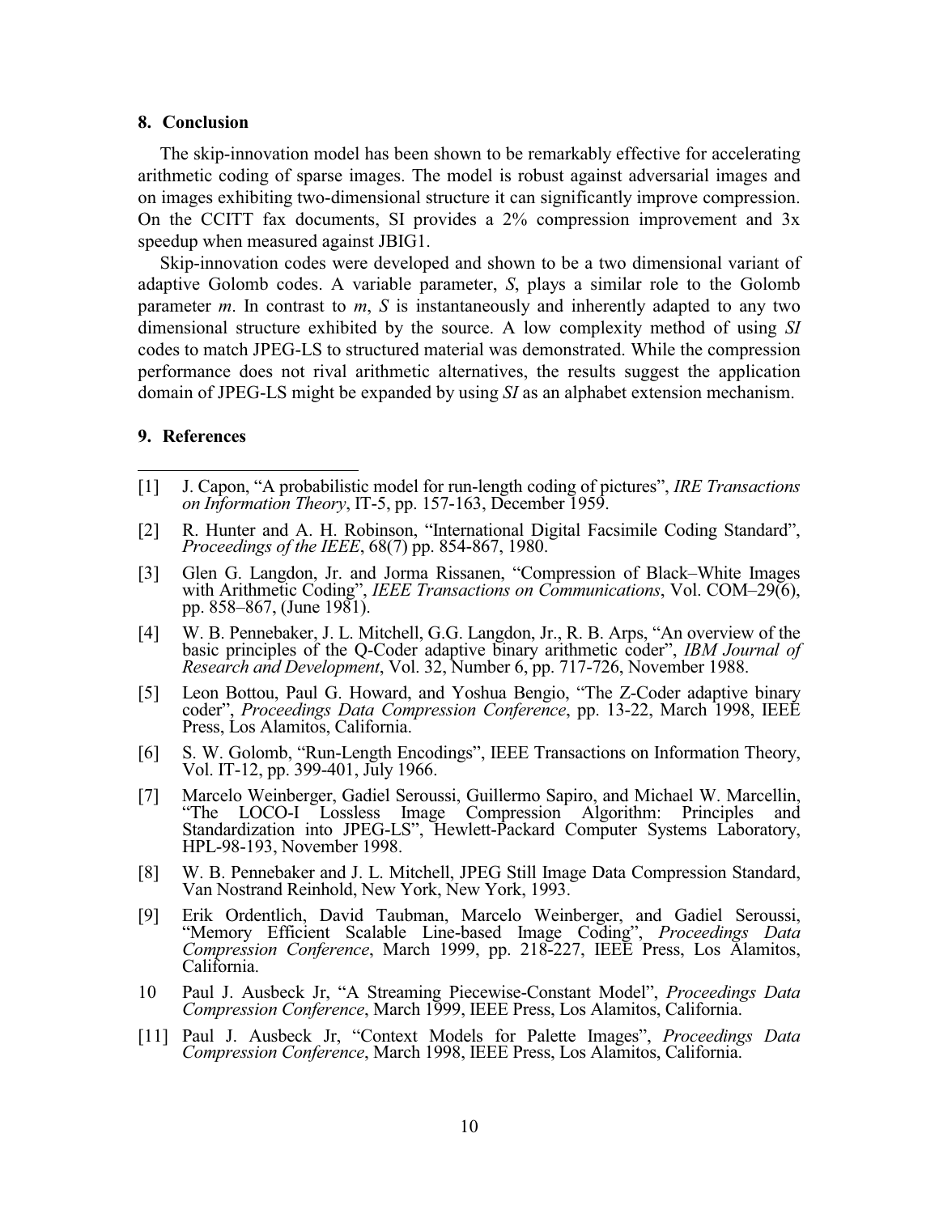## 8. Conclusion

The skip-innovation model has been shown to be remarkably effective for accelerating arithmetic coding of sparse images. The model is robust against adversarial images and on images exhibiting two-dimensional structure it can significantly improve compression. On the CCITT fax documents, SI provides a 2% compression improvement and 3x speedup when measured against JBIG1.

Skip-innovation codes were developed and shown to be a two dimensional variant of adaptive Golomb codes. A variable parameter, $S$, plays a similar role to the Golomb parameter $m$. In contrast to $m$, $S$ is instantaneously and inherently adapted to any two dimensional structure exhibited by the source. A low complexity method of using *SI* codes to match JPEG-LS to structured material was demonstrated. While the compression performance does not rival arithmetic alternatives, the results suggest the application domain of JPEG-LS might be expanded by using *SI* as an alphabet extension mechanism.

## 9. References

---

[1] J. Capon, "A probabilistic model for run-length coding of pictures", *IRE Transactions on Information Theory*, IT-5, pp. 157-163, December 1959.

[2] R. Hunter and A. H. Robinson, "International Digital Facsimile Coding Standard", *Proceedings of the IEEE*, 68(7) pp. 854-867, 1980.

[3] Glen G. Langdon, Jr. and Jorma Rissanen, "Compression of Black–White Images with Arithmetic Coding", *IEEE Transactions on Communications*, Vol. COM–29(6), pp. 858–867, (June 1981).

[4] W. B. Pennebaker, J. L. Mitchell, G.G. Langdon, Jr., R. B. Arps, "An overview of the basic principles of the Q-Coder adaptive binary arithmetic coder", *IBM Journal of Research and Development*, Vol. 32, Number 6, pp. 717-726, November 1988.

[5] Leon Bottou, Paul G. Howard, and Yoshua Bengio, "The Z-Coder adaptive binary coder", *Proceedings Data Compression Conference*, pp. 13-22, March 1998, IEEE Press, Los Alamitos, California.

[6] S. W. Golomb, "Run-Length Encodings", IEEE Transactions on Information Theory, Vol. IT-12, pp. 399-401, July 1966.

[7] Marcelo Weinberger, Gadiel Seroussi, Guillermo Sapiro, and Michael W. Marcellin, "The LOCO-I Lossless Image Compression Algorithm: Principles and Standardization into JPEG-LS", Hewlett-Packard Computer Systems Laboratory, HPL-98-193, November 1998.

[8] W. B. Pennebaker and J. L. Mitchell, JPEG Still Image Data Compression Standard, Van Nostrand Reinhold, New York, New York, 1993.

[9] Erik Ordentlich, David Taubman, Marcelo Weinberger, and Gadiel Seroussi, "Memory Efficient Scalable Line-based Image Coding", *Proceedings Data Compression Conference*, March 1999, pp. 218-227, IEEE Press, Los Alamitos, California.

10 Paul J. Ausbeck Jr, "A Streaming Piecewise-Constant Model", *Proceedings Data Compression Conference*, March 1999, IEEE Press, Los Alamitos, California.

[11] Paul J. Ausbeck Jr, "Context Models for Palette Images", *Proceedings Data Compression Conference*, March 1998, IEEE Press, Los Alamitos, California.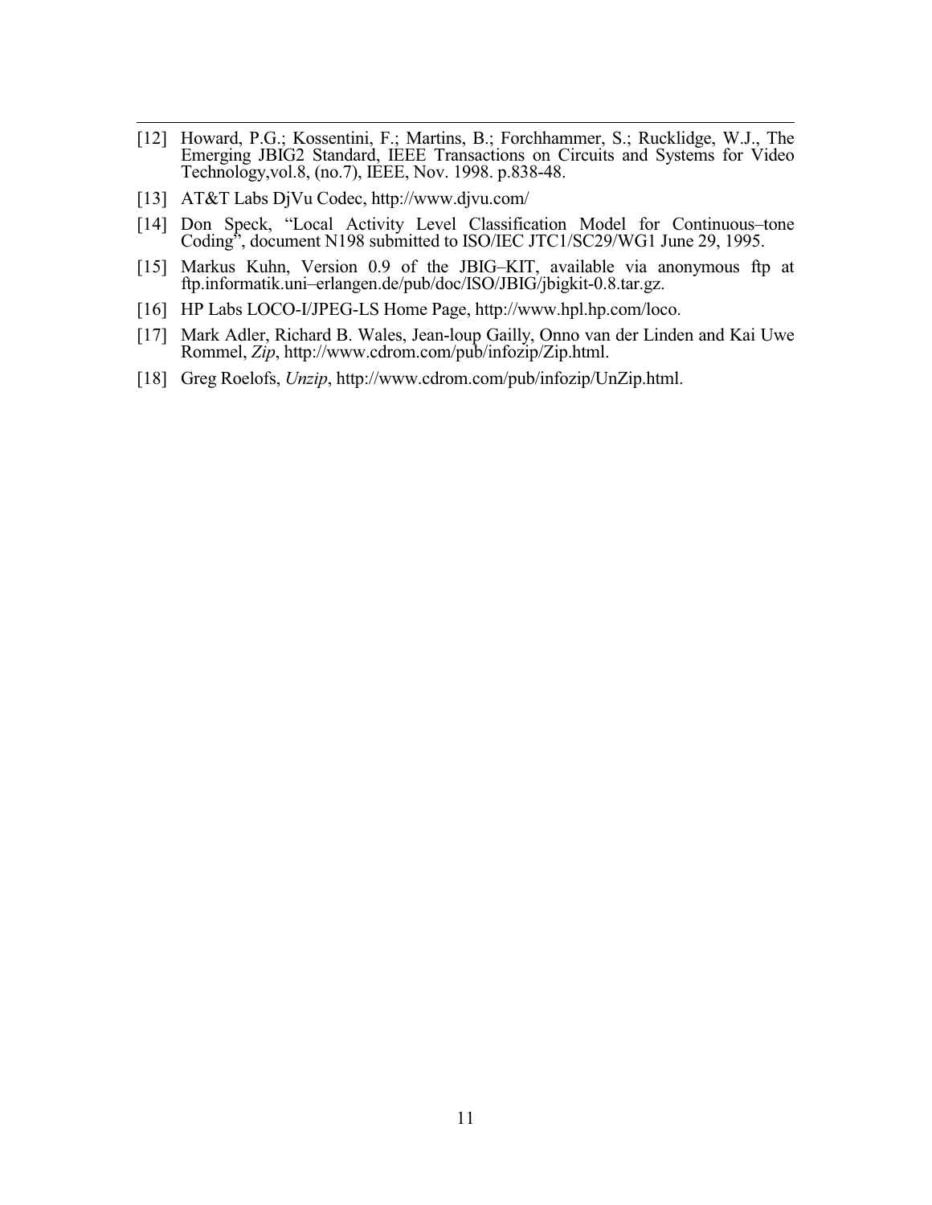[12] Howard, P.G.; Kossentini, F.; Martins, B.; Forchhammer, S.; Rucklidge, W.J., The Emerging JBIG2 Standard, IEEE Transactions on Circuits and Systems for Video Technology,vol.8, (no.7), IEEE, Nov. 1998. p.838-48.

[13] AT&T Labs DjVu Codec, http://www.djvu.com/

[14] Don Speck, "Local Activity Level Classification Model for Continuous–tone Coding", document N198 submitted to ISO/IEC JTC1/SC29/WG1 June 29, 1995.

[15] Markus Kuhn, Version 0.9 of the JBIG–KIT, available via anonymous ftp at ftp.informatik.uni–erlangen.de/pub/doc/ISO/JBIG/jbigkit-0.8.tar.gz.

[16] HP Labs LOCO-I/JPEG-LS Home Page, http://www.hpl.hp.com/loco.

[17] Mark Adler, Richard B. Wales, Jean-loup Gailly, Onno van der Linden and Kai Uwe Rommel, *Zip*, http://www.cdrom.com/pub/infozip/Zip.html.

[18] Greg Roelofs, *Unzip*, http://www.cdrom.com/pub/infozip/UnZip.html.